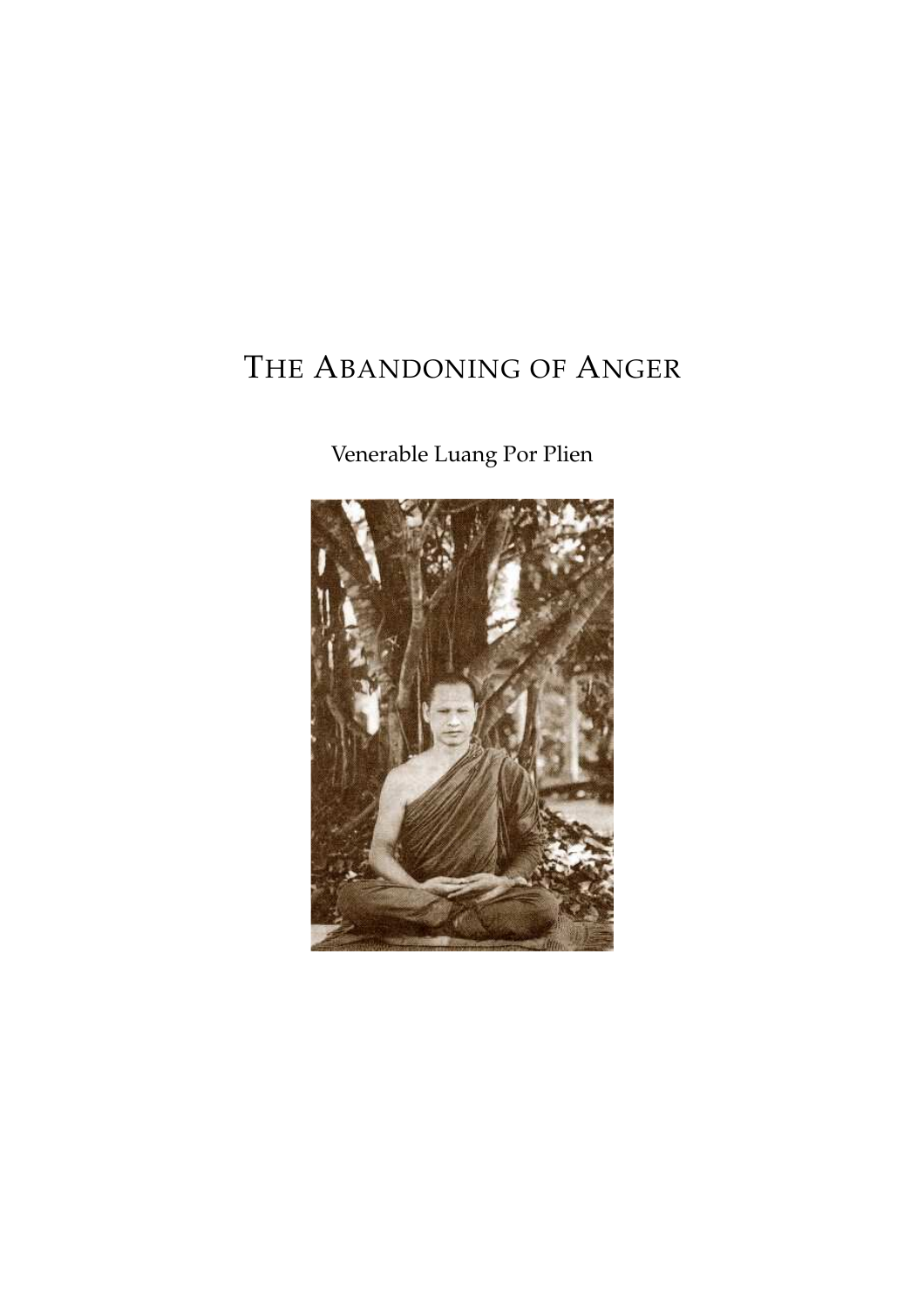# The Abandoning of Anger

Venerable Luang Por Plien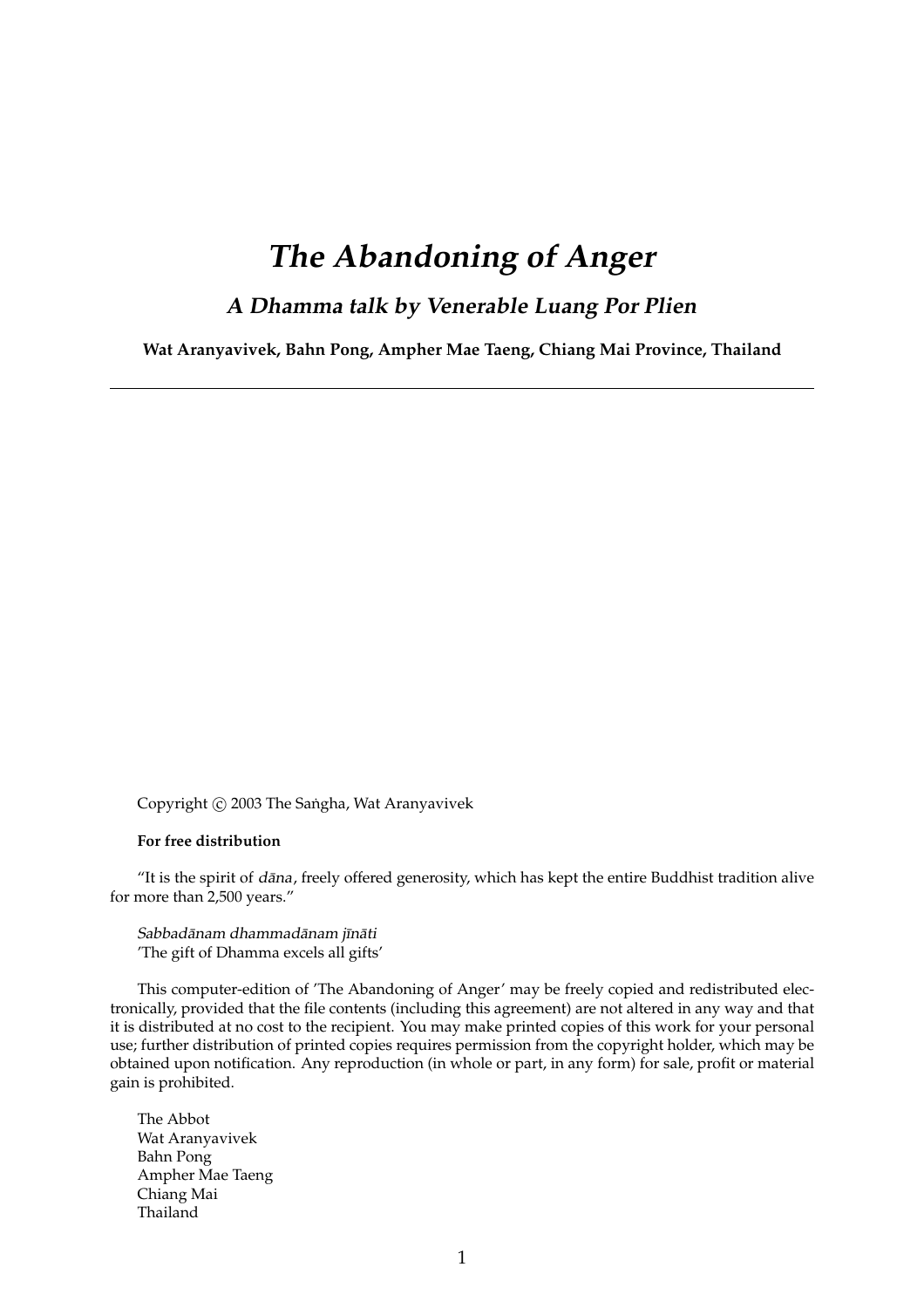// The Abandoning of Anger

# *The Abandoning of Anger*

## *A Dhamma talk by Venerable Luang Por Plien*

**Wat Aranyavivek, Bahn Pong, Ampher Mae Taeng, Chiang Mai Province, Thailand**

---

Copyright © 2003 The Saṅgha, Wat Aranyavivek

**For free distribution**

"It is the spirit of *dāna*, freely offered generosity, which has kept the entire Buddhist tradition alive for more than 2,500 years."

*Sabbadānam dhammadānam jīnāti*
'The gift of Dhamma excels all gifts'

This computer-edition of 'The Abandoning of Anger' may be freely copied and redistributed electronically, provided that the file contents (including this agreement) are not altered in any way and that it is distributed at no cost to the recipient. You may make printed copies of this work for your personal use; further distribution of printed copies requires permission from the copyright holder, which may be obtained upon notification. Any reproduction (in whole or part, in any form) for sale, profit or material gain is prohibited.

The Abbot
Wat Aranyavivek
Bahn Pong
Ampher Mae Taeng
Chiang Mai
Thailand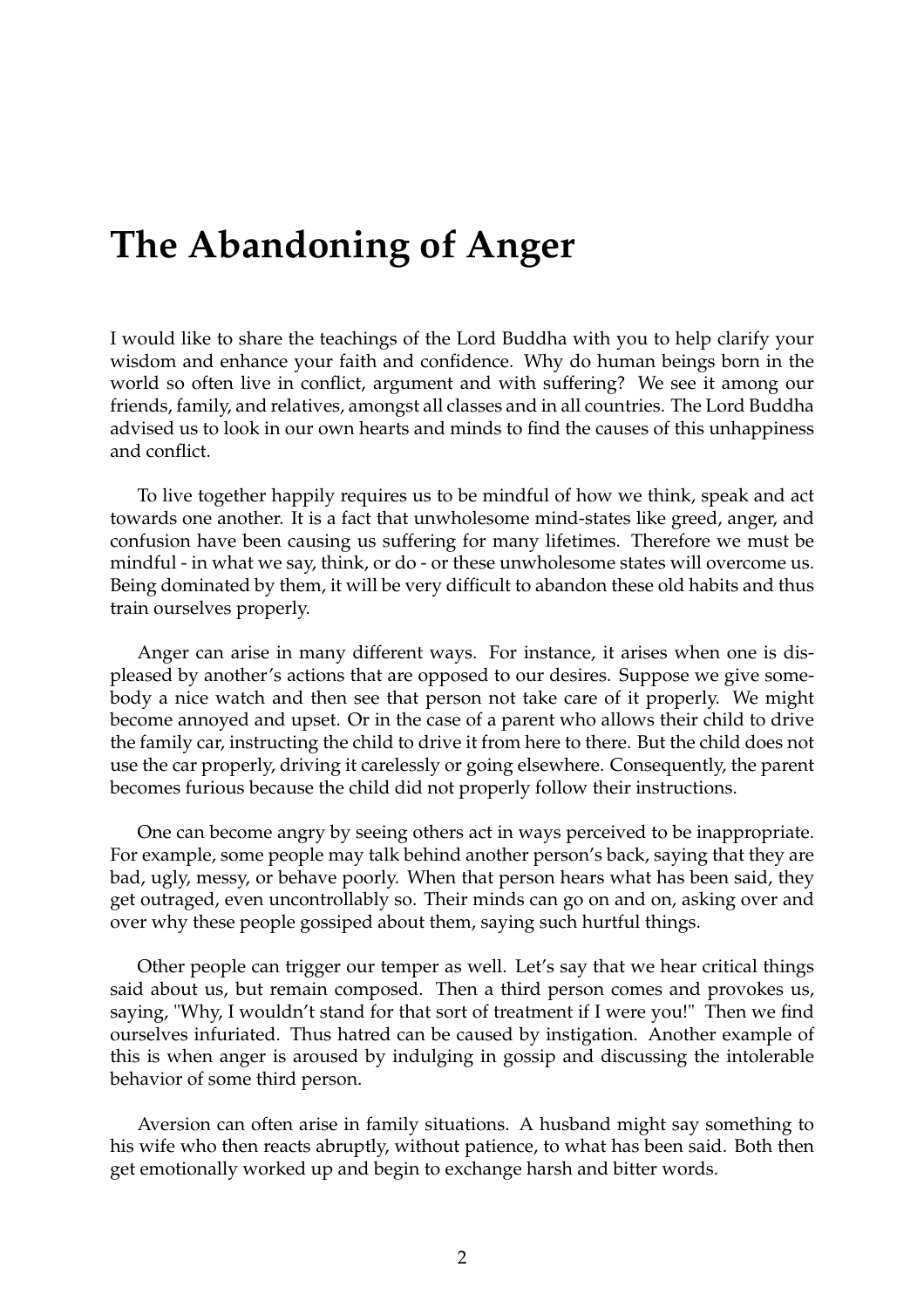# The Abandoning of Anger

I would like to share the teachings of the Lord Buddha with you to help clarify your wisdom and enhance your faith and confidence. Why do human beings born in the world so often live in conflict, argument and with suffering? We see it among our friends, family, and relatives, amongst all classes and in all countries. The Lord Buddha advised us to look in our own hearts and minds to find the causes of this unhappiness and conflict.

To live together happily requires us to be mindful of how we think, speak and act towards one another. It is a fact that unwholesome mind-states like greed, anger, and confusion have been causing us suffering for many lifetimes. Therefore we must be mindful - in what we say, think, or do - or these unwholesome states will overcome us. Being dominated by them, it will be very difficult to abandon these old habits and thus train ourselves properly.

Anger can arise in many different ways. For instance, it arises when one is displeased by another's actions that are opposed to our desires. Suppose we give somebody a nice watch and then see that person not take care of it properly. We might become annoyed and upset. Or in the case of a parent who allows their child to drive the family car, instructing the child to drive it from here to there. But the child does not use the car properly, driving it carelessly or going elsewhere. Consequently, the parent becomes furious because the child did not properly follow their instructions.

One can become angry by seeing others act in ways perceived to be inappropriate. For example, some people may talk behind another person's back, saying that they are bad, ugly, messy, or behave poorly. When that person hears what has been said, they get outraged, even uncontrollably so. Their minds can go on and on, asking over and over why these people gossiped about them, saying such hurtful things.

Other people can trigger our temper as well. Let's say that we hear critical things said about us, but remain composed. Then a third person comes and provokes us, saying, "Why, I wouldn't stand for that sort of treatment if I were you!" Then we find ourselves infuriated. Thus hatred can be caused by instigation. Another example of this is when anger is aroused by indulging in gossip and discussing the intolerable behavior of some third person.

Aversion can often arise in family situations. A husband might say something to his wife who then reacts abruptly, without patience, to what has been said. Both then get emotionally worked up and begin to exchange harsh and bitter words.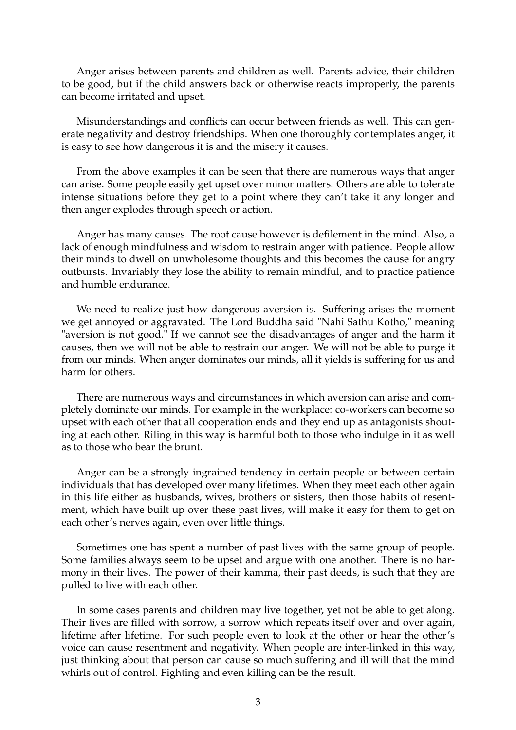Anger arises between parents and children as well. Parents advice, their children to be good, but if the child answers back or otherwise reacts improperly, the parents can become irritated and upset.

Misunderstandings and conflicts can occur between friends as well. This can generate negativity and destroy friendships. When one thoroughly contemplates anger, it is easy to see how dangerous it is and the misery it causes.

From the above examples it can be seen that there are numerous ways that anger can arise. Some people easily get upset over minor matters. Others are able to tolerate intense situations before they get to a point where they can't take it any longer and then anger explodes through speech or action.

Anger has many causes. The root cause however is defilement in the mind. Also, a lack of enough mindfulness and wisdom to restrain anger with patience. People allow their minds to dwell on unwholesome thoughts and this becomes the cause for angry outbursts. Invariably they lose the ability to remain mindful, and to practice patience and humble endurance.

We need to realize just how dangerous aversion is. Suffering arises the moment we get annoyed or aggravated. The Lord Buddha said "Nahi Sathu Kotho," meaning "aversion is not good." If we cannot see the disadvantages of anger and the harm it causes, then we will not be able to restrain our anger. We will not be able to purge it from our minds. When anger dominates our minds, all it yields is suffering for us and harm for others.

There are numerous ways and circumstances in which aversion can arise and completely dominate our minds. For example in the workplace: co-workers can become so upset with each other that all cooperation ends and they end up as antagonists shouting at each other. Riling in this way is harmful both to those who indulge in it as well as to those who bear the brunt.

Anger can be a strongly ingrained tendency in certain people or between certain individuals that has developed over many lifetimes. When they meet each other again in this life either as husbands, wives, brothers or sisters, then those habits of resentment, which have built up over these past lives, will make it easy for them to get on each other's nerves again, even over little things.

Sometimes one has spent a number of past lives with the same group of people. Some families always seem to be upset and argue with one another. There is no harmony in their lives. The power of their kamma, their past deeds, is such that they are pulled to live with each other.

In some cases parents and children may live together, yet not be able to get along. Their lives are filled with sorrow, a sorrow which repeats itself over and over again, lifetime after lifetime. For such people even to look at the other or hear the other's voice can cause resentment and negativity. When people are inter-linked in this way, just thinking about that person can cause so much suffering and ill will that the mind whirls out of control. Fighting and even killing can be the result.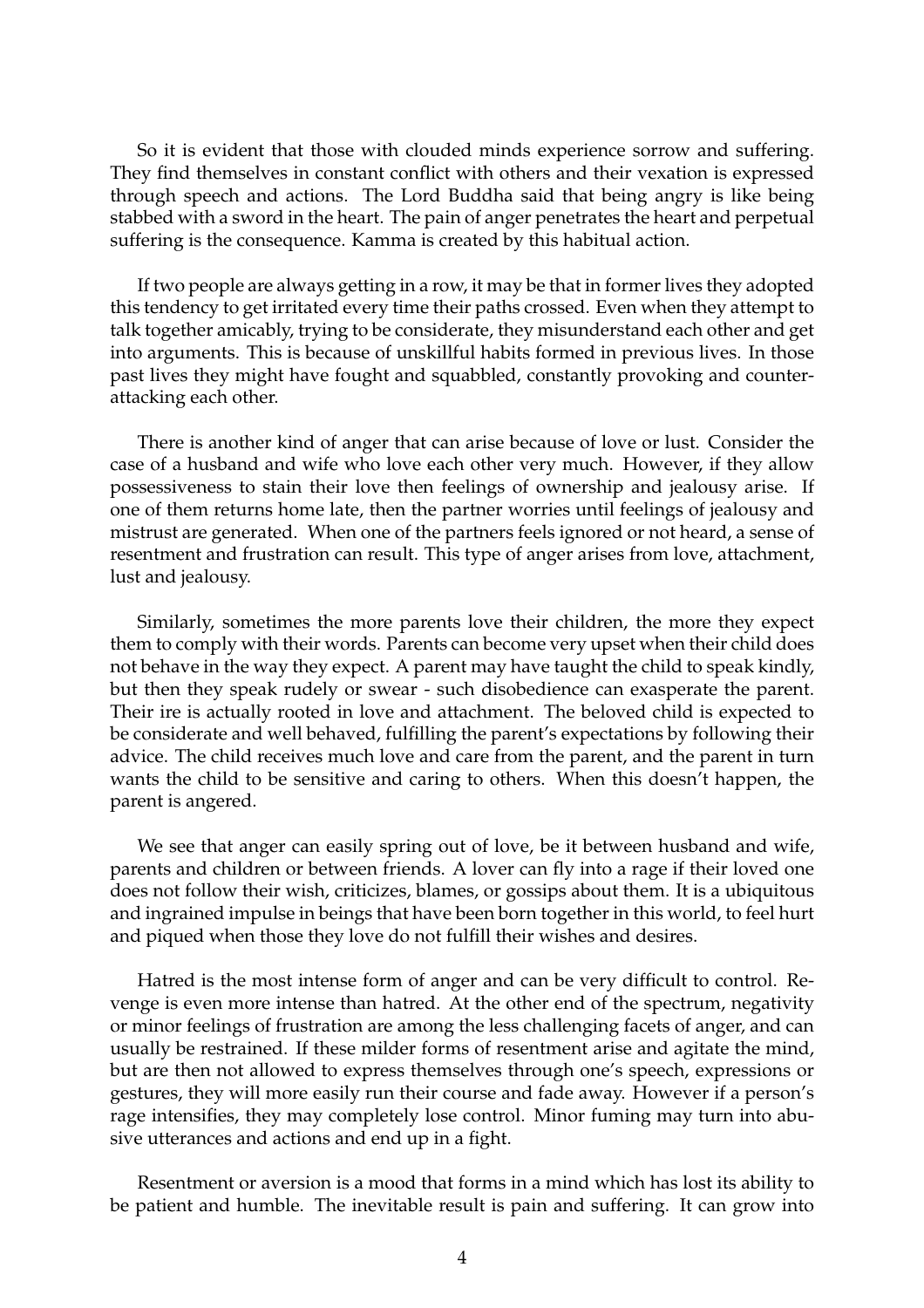So it is evident that those with clouded minds experience sorrow and suffering. They find themselves in constant conflict with others and their vexation is expressed through speech and actions. The Lord Buddha said that being angry is like being stabbed with a sword in the heart. The pain of anger penetrates the heart and perpetual suffering is the consequence. Kamma is created by this habitual action.

If two people are always getting in a row, it may be that in former lives they adopted this tendency to get irritated every time their paths crossed. Even when they attempt to talk together amicably, trying to be considerate, they misunderstand each other and get into arguments. This is because of unskillful habits formed in previous lives. In those past lives they might have fought and squabbled, constantly provoking and counter-attacking each other.

There is another kind of anger that can arise because of love or lust. Consider the case of a husband and wife who love each other very much. However, if they allow possessiveness to stain their love then feelings of ownership and jealousy arise. If one of them returns home late, then the partner worries until feelings of jealousy and mistrust are generated. When one of the partners feels ignored or not heard, a sense of resentment and frustration can result. This type of anger arises from love, attachment, lust and jealousy.

Similarly, sometimes the more parents love their children, the more they expect them to comply with their words. Parents can become very upset when their child does not behave in the way they expect. A parent may have taught the child to speak kindly, but then they speak rudely or swear - such disobedience can exasperate the parent. Their ire is actually rooted in love and attachment. The beloved child is expected to be considerate and well behaved, fulfilling the parent's expectations by following their advice. The child receives much love and care from the parent, and the parent in turn wants the child to be sensitive and caring to others. When this doesn't happen, the parent is angered.

We see that anger can easily spring out of love, be it between husband and wife, parents and children or between friends. A lover can fly into a rage if their loved one does not follow their wish, criticizes, blames, or gossips about them. It is a ubiquitous and ingrained impulse in beings that have been born together in this world, to feel hurt and piqued when those they love do not fulfill their wishes and desires.

Hatred is the most intense form of anger and can be very difficult to control. Revenge is even more intense than hatred. At the other end of the spectrum, negativity or minor feelings of frustration are among the less challenging facets of anger, and can usually be restrained. If these milder forms of resentment arise and agitate the mind, but are then not allowed to express themselves through one's speech, expressions or gestures, they will more easily run their course and fade away. However if a person's rage intensifies, they may completely lose control. Minor fuming may turn into abusive utterances and actions and end up in a fight.

Resentment or aversion is a mood that forms in a mind which has lost its ability to be patient and humble. The inevitable result is pain and suffering. It can grow into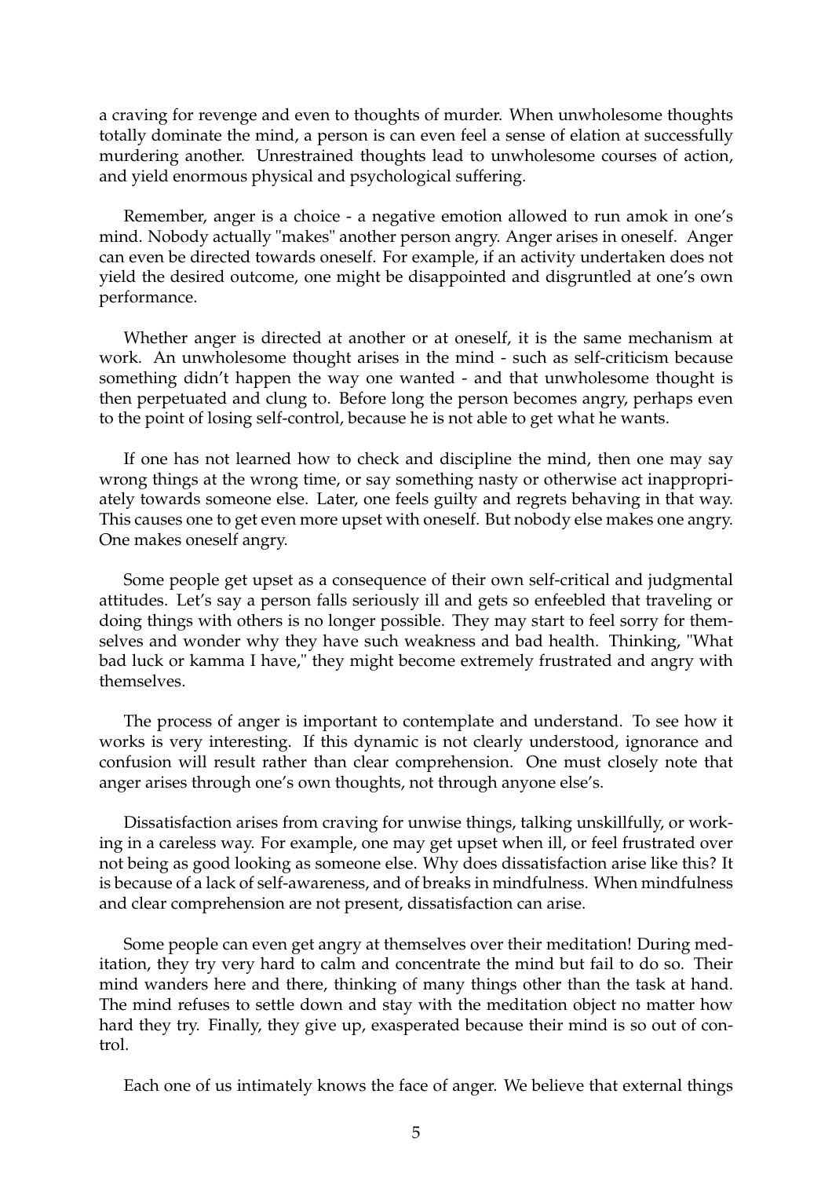a craving for revenge and even to thoughts of murder. When unwholesome thoughts totally dominate the mind, a person is can even feel a sense of elation at successfully murdering another. Unrestrained thoughts lead to unwholesome courses of action, and yield enormous physical and psychological suffering.

Remember, anger is a choice - a negative emotion allowed to run amok in one's mind. Nobody actually "makes" another person angry. Anger arises in oneself. Anger can even be directed towards oneself. For example, if an activity undertaken does not yield the desired outcome, one might be disappointed and disgruntled at one's own performance.

Whether anger is directed at another or at oneself, it is the same mechanism at work. An unwholesome thought arises in the mind - such as self-criticism because something didn't happen the way one wanted - and that unwholesome thought is then perpetuated and clung to. Before long the person becomes angry, perhaps even to the point of losing self-control, because he is not able to get what he wants.

If one has not learned how to check and discipline the mind, then one may say wrong things at the wrong time, or say something nasty or otherwise act inappropriately towards someone else. Later, one feels guilty and regrets behaving in that way. This causes one to get even more upset with oneself. But nobody else makes one angry. One makes oneself angry.

Some people get upset as a consequence of their own self-critical and judgmental attitudes. Let's say a person falls seriously ill and gets so enfeebled that traveling or doing things with others is no longer possible. They may start to feel sorry for themselves and wonder why they have such weakness and bad health. Thinking, "What bad luck or kamma I have," they might become extremely frustrated and angry with themselves.

The process of anger is important to contemplate and understand. To see how it works is very interesting. If this dynamic is not clearly understood, ignorance and confusion will result rather than clear comprehension. One must closely note that anger arises through one's own thoughts, not through anyone else's.

Dissatisfaction arises from craving for unwise things, talking unskillfully, or working in a careless way. For example, one may get upset when ill, or feel frustrated over not being as good looking as someone else. Why does dissatisfaction arise like this? It is because of a lack of self-awareness, and of breaks in mindfulness. When mindfulness and clear comprehension are not present, dissatisfaction can arise.

Some people can even get angry at themselves over their meditation! During meditation, they try very hard to calm and concentrate the mind but fail to do so. Their mind wanders here and there, thinking of many things other than the task at hand. The mind refuses to settle down and stay with the meditation object no matter how hard they try. Finally, they give up, exasperated because their mind is so out of control.

Each one of us intimately knows the face of anger. We believe that external things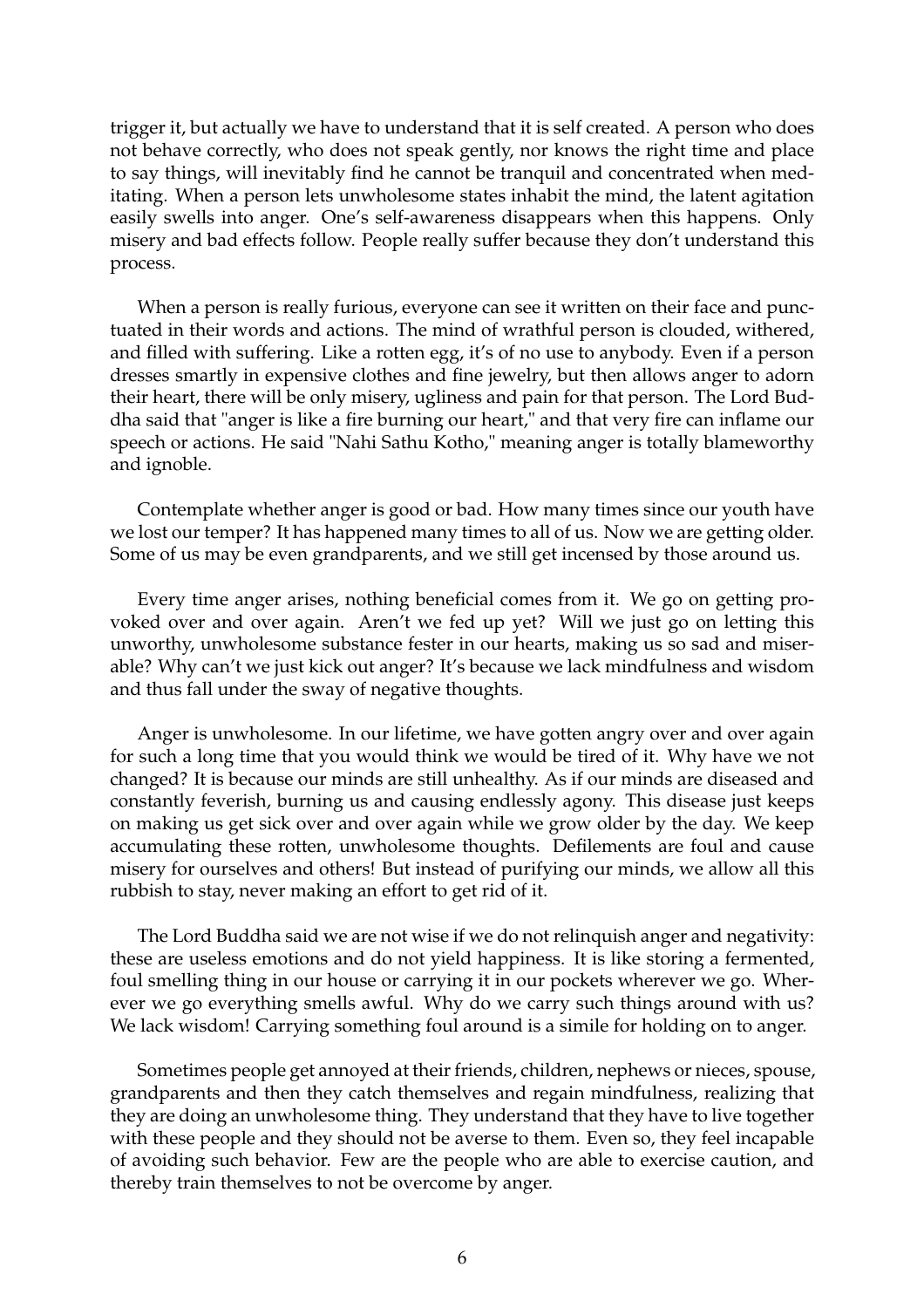trigger it, but actually we have to understand that it is self created. A person who does not behave correctly, who does not speak gently, nor knows the right time and place to say things, will inevitably find he cannot be tranquil and concentrated when meditating. When a person lets unwholesome states inhabit the mind, the latent agitation easily swells into anger. One's self-awareness disappears when this happens. Only misery and bad effects follow. People really suffer because they don't understand this process.

When a person is really furious, everyone can see it written on their face and punctuated in their words and actions. The mind of wrathful person is clouded, withered, and filled with suffering. Like a rotten egg, it's of no use to anybody. Even if a person dresses smartly in expensive clothes and fine jewelry, but then allows anger to adorn their heart, there will be only misery, ugliness and pain for that person. The Lord Buddha said that "anger is like a fire burning our heart," and that very fire can inflame our speech or actions. He said "Nahi Sathu Kotho," meaning anger is totally blameworthy and ignoble.

Contemplate whether anger is good or bad. How many times since our youth have we lost our temper? It has happened many times to all of us. Now we are getting older. Some of us may be even grandparents, and we still get incensed by those around us.

Every time anger arises, nothing beneficial comes from it. We go on getting provoked over and over again. Aren't we fed up yet? Will we just go on letting this unworthy, unwholesome substance fester in our hearts, making us so sad and miserable? Why can't we just kick out anger? It's because we lack mindfulness and wisdom and thus fall under the sway of negative thoughts.

Anger is unwholesome. In our lifetime, we have gotten angry over and over again for such a long time that you would think we would be tired of it. Why have we not changed? It is because our minds are still unhealthy. As if our minds are diseased and constantly feverish, burning us and causing endlessly agony. This disease just keeps on making us get sick over and over again while we grow older by the day. We keep accumulating these rotten, unwholesome thoughts. Defilements are foul and cause misery for ourselves and others! But instead of purifying our minds, we allow all this rubbish to stay, never making an effort to get rid of it.

The Lord Buddha said we are not wise if we do not relinquish anger and negativity: these are useless emotions and do not yield happiness. It is like storing a fermented, foul smelling thing in our house or carrying it in our pockets wherever we go. Wherever we go everything smells awful. Why do we carry such things around with us? We lack wisdom! Carrying something foul around is a simile for holding on to anger.

Sometimes people get annoyed at their friends, children, nephews or nieces, spouse, grandparents and then they catch themselves and regain mindfulness, realizing that they are doing an unwholesome thing. They understand that they have to live together with these people and they should not be averse to them. Even so, they feel incapable of avoiding such behavior. Few are the people who are able to exercise caution, and thereby train themselves to not be overcome by anger.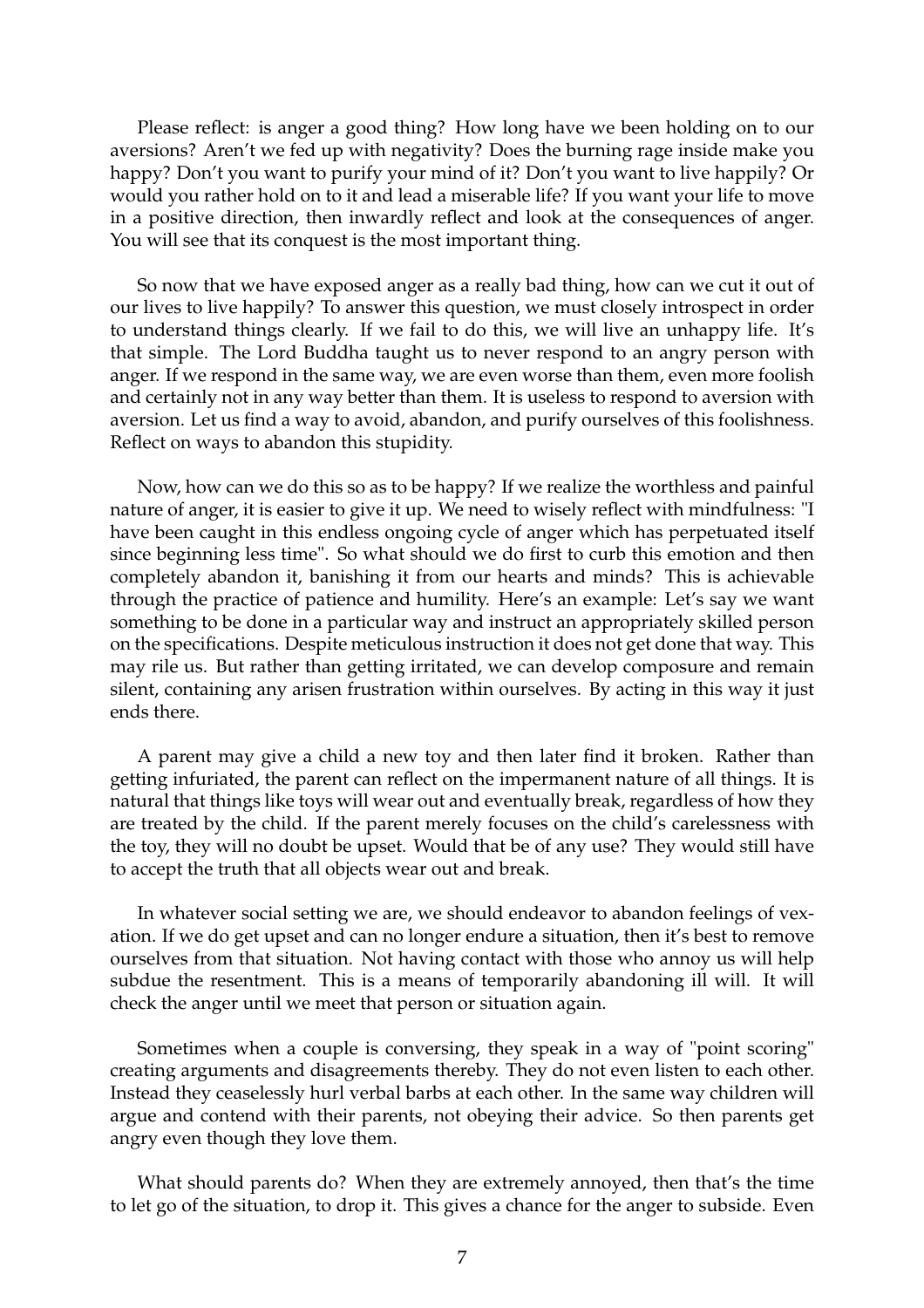Please reflect: is anger a good thing? How long have we been holding on to our aversions? Aren't we fed up with negativity? Does the burning rage inside make you happy? Don't you want to purify your mind of it? Don't you want to live happily? Or would you rather hold on to it and lead a miserable life? If you want your life to move in a positive direction, then inwardly reflect and look at the consequences of anger. You will see that its conquest is the most important thing.

So now that we have exposed anger as a really bad thing, how can we cut it out of our lives to live happily? To answer this question, we must closely introspect in order to understand things clearly. If we fail to do this, we will live an unhappy life. It's that simple. The Lord Buddha taught us to never respond to an angry person with anger. If we respond in the same way, we are even worse than them, even more foolish and certainly not in any way better than them. It is useless to respond to aversion with aversion. Let us find a way to avoid, abandon, and purify ourselves of this foolishness. Reflect on ways to abandon this stupidity.

Now, how can we do this so as to be happy? If we realize the worthless and painful nature of anger, it is easier to give it up. We need to wisely reflect with mindfulness: "I have been caught in this endless ongoing cycle of anger which has perpetuated itself since beginning less time". So what should we do first to curb this emotion and then completely abandon it, banishing it from our hearts and minds? This is achievable through the practice of patience and humility. Here's an example: Let's say we want something to be done in a particular way and instruct an appropriately skilled person on the specifications. Despite meticulous instruction it does not get done that way. This may rile us. But rather than getting irritated, we can develop composure and remain silent, containing any arisen frustration within ourselves. By acting in this way it just ends there.

A parent may give a child a new toy and then later find it broken. Rather than getting infuriated, the parent can reflect on the impermanent nature of all things. It is natural that things like toys will wear out and eventually break, regardless of how they are treated by the child. If the parent merely focuses on the child's carelessness with the toy, they will no doubt be upset. Would that be of any use? They would still have to accept the truth that all objects wear out and break.

In whatever social setting we are, we should endeavor to abandon feelings of vexation. If we do get upset and can no longer endure a situation, then it's best to remove ourselves from that situation. Not having contact with those who annoy us will help subdue the resentment. This is a means of temporarily abandoning ill will. It will check the anger until we meet that person or situation again.

Sometimes when a couple is conversing, they speak in a way of "point scoring" creating arguments and disagreements thereby. They do not even listen to each other. Instead they ceaselessly hurl verbal barbs at each other. In the same way children will argue and contend with their parents, not obeying their advice. So then parents get angry even though they love them.

What should parents do? When they are extremely annoyed, then that's the time to let go of the situation, to drop it. This gives a chance for the anger to subside. Even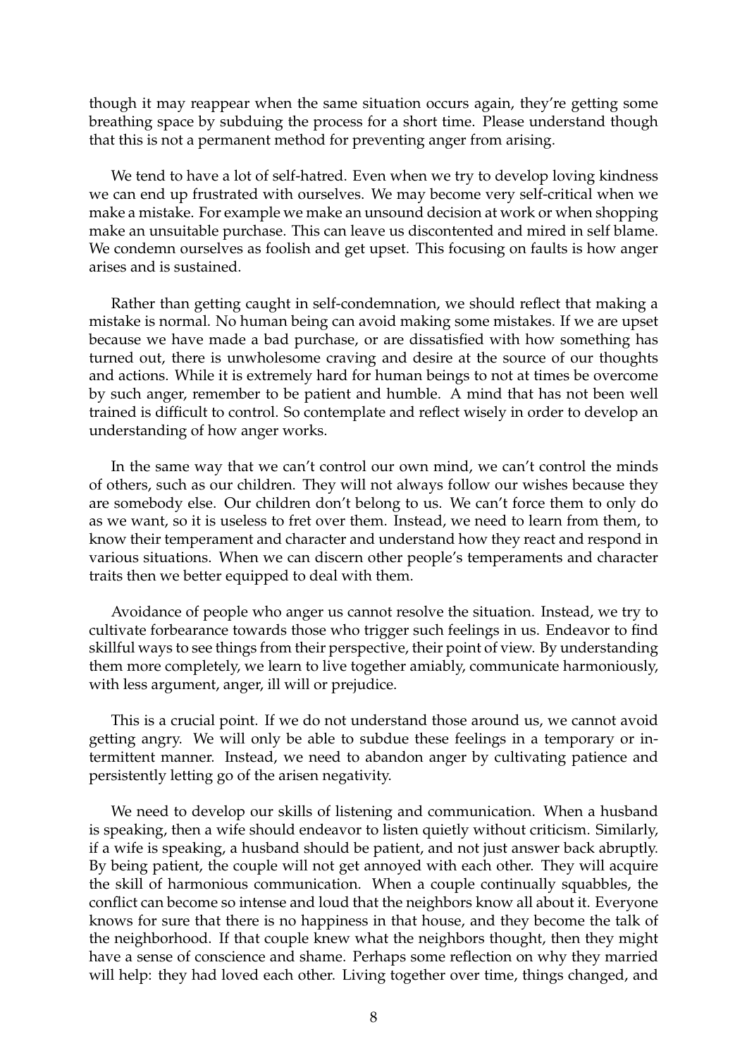though it may reappear when the same situation occurs again, they're getting some breathing space by subduing the process for a short time. Please understand though that this is not a permanent method for preventing anger from arising.

We tend to have a lot of self-hatred. Even when we try to develop loving kindness we can end up frustrated with ourselves. We may become very self-critical when we make a mistake. For example we make an unsound decision at work or when shopping make an unsuitable purchase. This can leave us discontented and mired in self blame. We condemn ourselves as foolish and get upset. This focusing on faults is how anger arises and is sustained.

Rather than getting caught in self-condemnation, we should reflect that making a mistake is normal. No human being can avoid making some mistakes. If we are upset because we have made a bad purchase, or are dissatisfied with how something has turned out, there is unwholesome craving and desire at the source of our thoughts and actions. While it is extremely hard for human beings to not at times be overcome by such anger, remember to be patient and humble. A mind that has not been well trained is difficult to control. So contemplate and reflect wisely in order to develop an understanding of how anger works.

In the same way that we can't control our own mind, we can't control the minds of others, such as our children. They will not always follow our wishes because they are somebody else. Our children don't belong to us. We can't force them to only do as we want, so it is useless to fret over them. Instead, we need to learn from them, to know their temperament and character and understand how they react and respond in various situations. When we can discern other people's temperaments and character traits then we better equipped to deal with them.

Avoidance of people who anger us cannot resolve the situation. Instead, we try to cultivate forbearance towards those who trigger such feelings in us. Endeavor to find skillful ways to see things from their perspective, their point of view. By understanding them more completely, we learn to live together amiably, communicate harmoniously, with less argument, anger, ill will or prejudice.

This is a crucial point. If we do not understand those around us, we cannot avoid getting angry. We will only be able to subdue these feelings in a temporary or intermittent manner. Instead, we need to abandon anger by cultivating patience and persistently letting go of the arisen negativity.

We need to develop our skills of listening and communication. When a husband is speaking, then a wife should endeavor to listen quietly without criticism. Similarly, if a wife is speaking, a husband should be patient, and not just answer back abruptly. By being patient, the couple will not get annoyed with each other. They will acquire the skill of harmonious communication. When a couple continually squabbles, the conflict can become so intense and loud that the neighbors know all about it. Everyone knows for sure that there is no happiness in that house, and they become the talk of the neighborhood. If that couple knew what the neighbors thought, then they might have a sense of conscience and shame. Perhaps some reflection on why they married will help: they had loved each other. Living together over time, things changed, and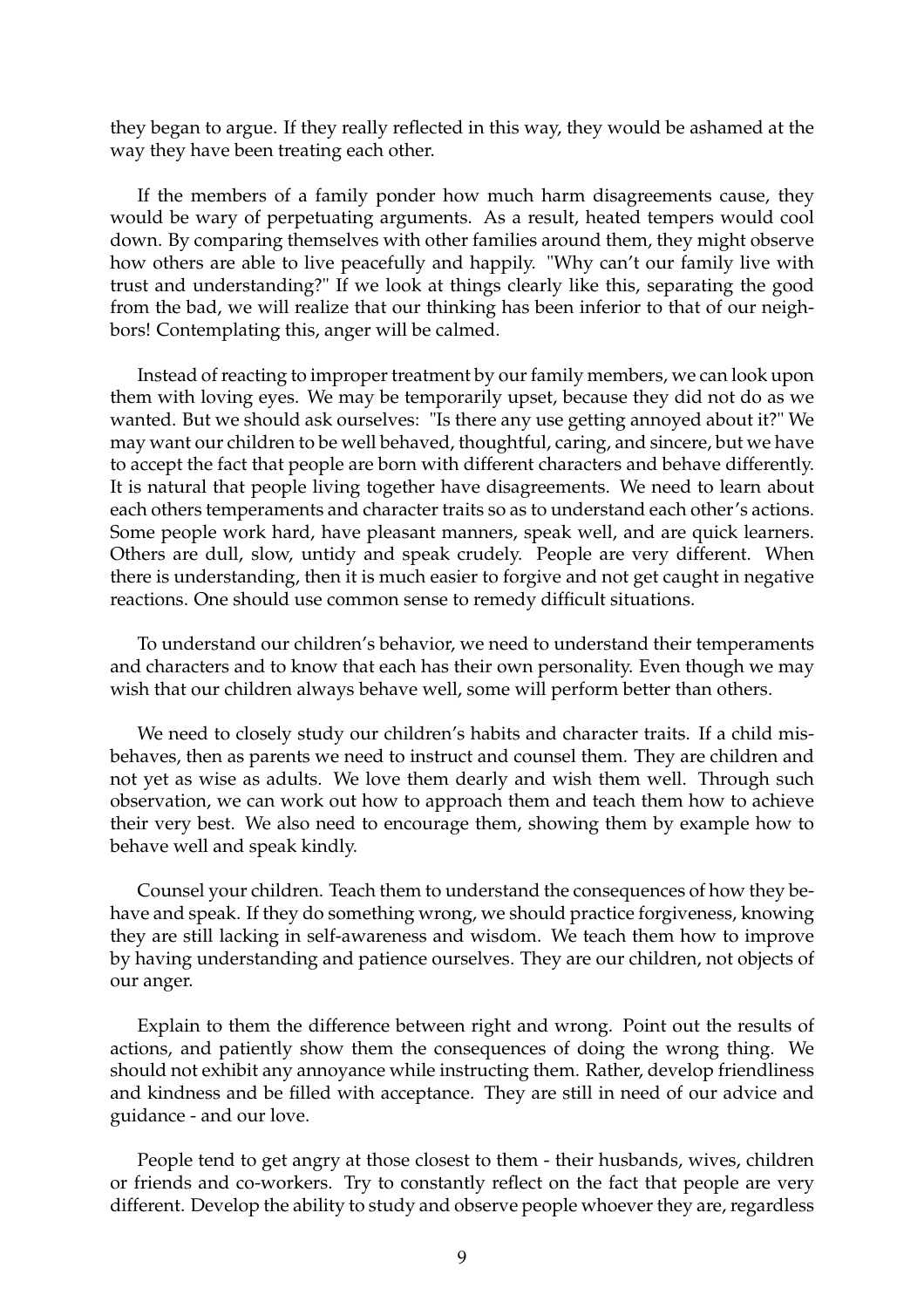they began to argue. If they really reflected in this way, they would be ashamed at the way they have been treating each other.

If the members of a family ponder how much harm disagreements cause, they would be wary of perpetuating arguments. As a result, heated tempers would cool down. By comparing themselves with other families around them, they might observe how others are able to live peacefully and happily. "Why can't our family live with trust and understanding?" If we look at things clearly like this, separating the good from the bad, we will realize that our thinking has been inferior to that of our neighbors! Contemplating this, anger will be calmed.

Instead of reacting to improper treatment by our family members, we can look upon them with loving eyes. We may be temporarily upset, because they did not do as we wanted. But we should ask ourselves: "Is there any use getting annoyed about it?" We may want our children to be well behaved, thoughtful, caring, and sincere, but we have to accept the fact that people are born with different characters and behave differently. It is natural that people living together have disagreements. We need to learn about each others temperaments and character traits so as to understand each other's actions. Some people work hard, have pleasant manners, speak well, and are quick learners. Others are dull, slow, untidy and speak crudely. People are very different. When there is understanding, then it is much easier to forgive and not get caught in negative reactions. One should use common sense to remedy difficult situations.

To understand our children's behavior, we need to understand their temperaments and characters and to know that each has their own personality. Even though we may wish that our children always behave well, some will perform better than others.

We need to closely study our children's habits and character traits. If a child misbehaves, then as parents we need to instruct and counsel them. They are children and not yet as wise as adults. We love them dearly and wish them well. Through such observation, we can work out how to approach them and teach them how to achieve their very best. We also need to encourage them, showing them by example how to behave well and speak kindly.

Counsel your children. Teach them to understand the consequences of how they behave and speak. If they do something wrong, we should practice forgiveness, knowing they are still lacking in self-awareness and wisdom. We teach them how to improve by having understanding and patience ourselves. They are our children, not objects of our anger.

Explain to them the difference between right and wrong. Point out the results of actions, and patiently show them the consequences of doing the wrong thing. We should not exhibit any annoyance while instructing them. Rather, develop friendliness and kindness and be filled with acceptance. They are still in need of our advice and guidance - and our love.

People tend to get angry at those closest to them - their husbands, wives, children or friends and co-workers. Try to constantly reflect on the fact that people are very different. Develop the ability to study and observe people whoever they are, regardless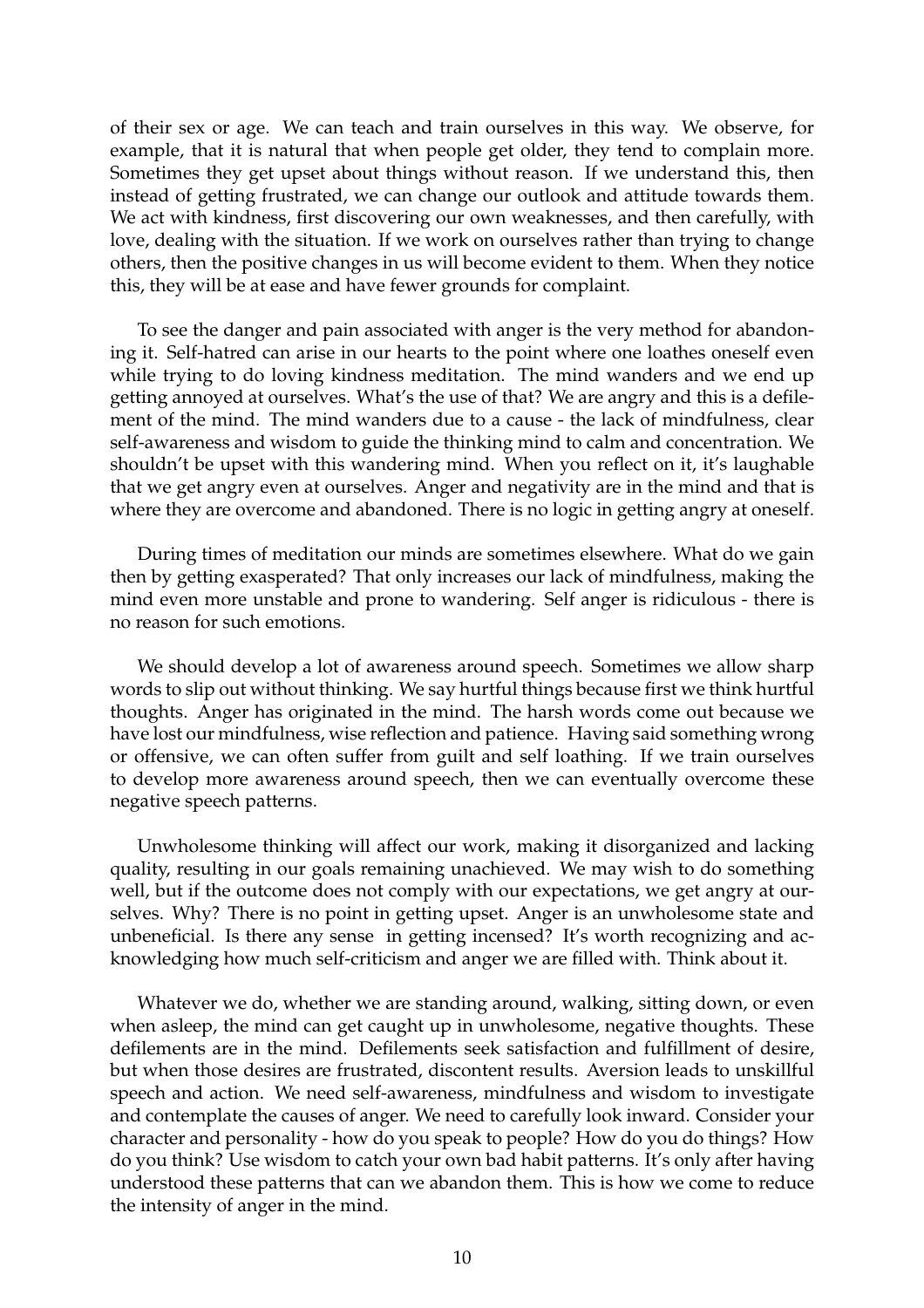of their sex or age. We can teach and train ourselves in this way. We observe, for example, that it is natural that when people get older, they tend to complain more. Sometimes they get upset about things without reason. If we understand this, then instead of getting frustrated, we can change our outlook and attitude towards them. We act with kindness, first discovering our own weaknesses, and then carefully, with love, dealing with the situation. If we work on ourselves rather than trying to change others, then the positive changes in us will become evident to them. When they notice this, they will be at ease and have fewer grounds for complaint.

To see the danger and pain associated with anger is the very method for abandoning it. Self-hatred can arise in our hearts to the point where one loathes oneself even while trying to do loving kindness meditation. The mind wanders and we end up getting annoyed at ourselves. What's the use of that? We are angry and this is a defilement of the mind. The mind wanders due to a cause - the lack of mindfulness, clear self-awareness and wisdom to guide the thinking mind to calm and concentration. We shouldn't be upset with this wandering mind. When you reflect on it, it's laughable that we get angry even at ourselves. Anger and negativity are in the mind and that is where they are overcome and abandoned. There is no logic in getting angry at oneself.

During times of meditation our minds are sometimes elsewhere. What do we gain then by getting exasperated? That only increases our lack of mindfulness, making the mind even more unstable and prone to wandering. Self anger is ridiculous - there is no reason for such emotions.

We should develop a lot of awareness around speech. Sometimes we allow sharp words to slip out without thinking. We say hurtful things because first we think hurtful thoughts. Anger has originated in the mind. The harsh words come out because we have lost our mindfulness, wise reflection and patience. Having said something wrong or offensive, we can often suffer from guilt and self loathing. If we train ourselves to develop more awareness around speech, then we can eventually overcome these negative speech patterns.

Unwholesome thinking will affect our work, making it disorganized and lacking quality, resulting in our goals remaining unachieved. We may wish to do something well, but if the outcome does not comply with our expectations, we get angry at ourselves. Why? There is no point in getting upset. Anger is an unwholesome state and unbeneficial. Is there any sense in getting incensed? It's worth recognizing and acknowledging how much self-criticism and anger we are filled with. Think about it.

Whatever we do, whether we are standing around, walking, sitting down, or even when asleep, the mind can get caught up in unwholesome, negative thoughts. These defilements are in the mind. Defilements seek satisfaction and fulfillment of desire, but when those desires are frustrated, discontent results. Aversion leads to unskillful speech and action. We need self-awareness, mindfulness and wisdom to investigate and contemplate the causes of anger. We need to carefully look inward. Consider your character and personality - how do you speak to people? How do you do things? How do you think? Use wisdom to catch your own bad habit patterns. It's only after having understood these patterns that can we abandon them. This is how we come to reduce the intensity of anger in the mind.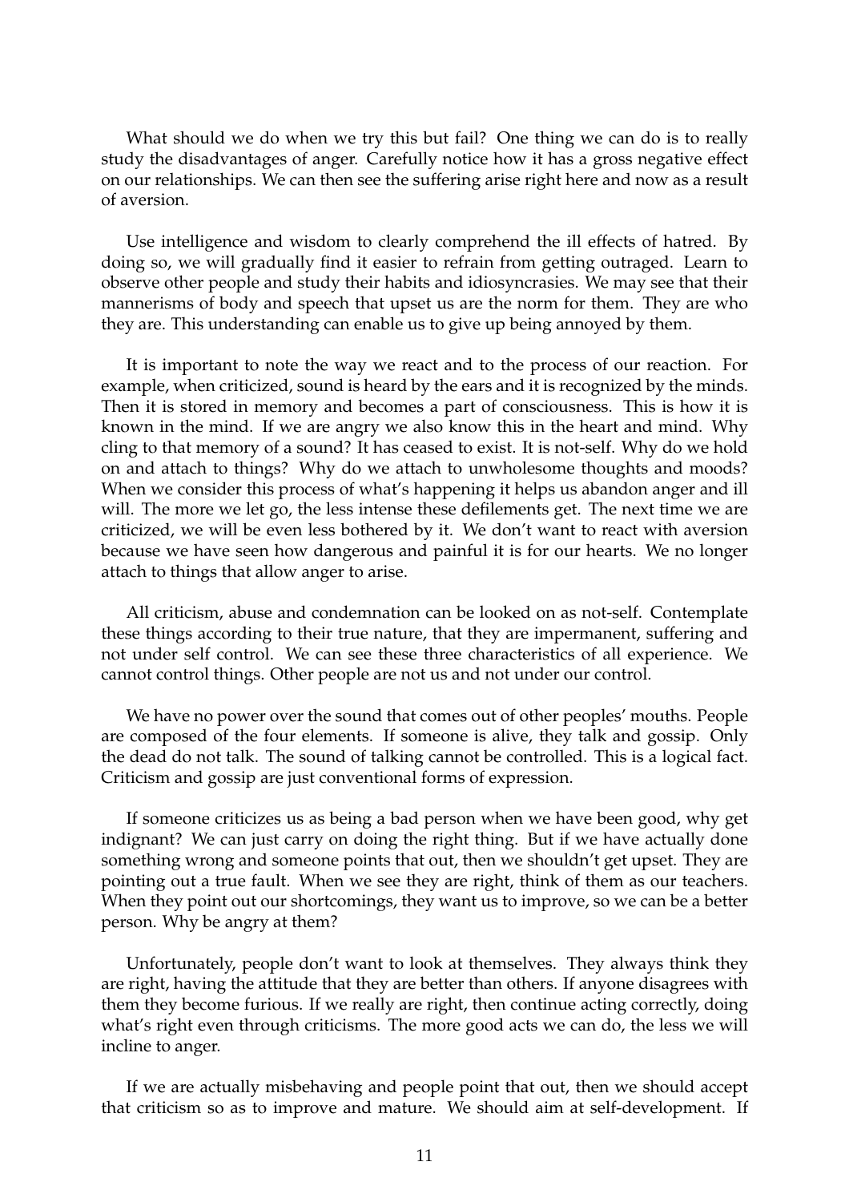What should we do when we try this but fail? One thing we can do is to really study the disadvantages of anger. Carefully notice how it has a gross negative effect on our relationships. We can then see the suffering arise right here and now as a result of aversion.

Use intelligence and wisdom to clearly comprehend the ill effects of hatred. By doing so, we will gradually find it easier to refrain from getting outraged. Learn to observe other people and study their habits and idiosyncrasies. We may see that their mannerisms of body and speech that upset us are the norm for them. They are who they are. This understanding can enable us to give up being annoyed by them.

It is important to note the way we react and to the process of our reaction. For example, when criticized, sound is heard by the ears and it is recognized by the minds. Then it is stored in memory and becomes a part of consciousness. This is how it is known in the mind. If we are angry we also know this in the heart and mind. Why cling to that memory of a sound? It has ceased to exist. It is not-self. Why do we hold on and attach to things? Why do we attach to unwholesome thoughts and moods? When we consider this process of what's happening it helps us abandon anger and ill will. The more we let go, the less intense these defilements get. The next time we are criticized, we will be even less bothered by it. We don't want to react with aversion because we have seen how dangerous and painful it is for our hearts. We no longer attach to things that allow anger to arise.

All criticism, abuse and condemnation can be looked on as not-self. Contemplate these things according to their true nature, that they are impermanent, suffering and not under self control. We can see these three characteristics of all experience. We cannot control things. Other people are not us and not under our control.

We have no power over the sound that comes out of other peoples' mouths. People are composed of the four elements. If someone is alive, they talk and gossip. Only the dead do not talk. The sound of talking cannot be controlled. This is a logical fact. Criticism and gossip are just conventional forms of expression.

If someone criticizes us as being a bad person when we have been good, why get indignant? We can just carry on doing the right thing. But if we have actually done something wrong and someone points that out, then we shouldn't get upset. They are pointing out a true fault. When we see they are right, think of them as our teachers. When they point out our shortcomings, they want us to improve, so we can be a better person. Why be angry at them?

Unfortunately, people don't want to look at themselves. They always think they are right, having the attitude that they are better than others. If anyone disagrees with them they become furious. If we really are right, then continue acting correctly, doing what's right even through criticisms. The more good acts we can do, the less we will incline to anger.

If we are actually misbehaving and people point that out, then we should accept that criticism so as to improve and mature. We should aim at self-development. If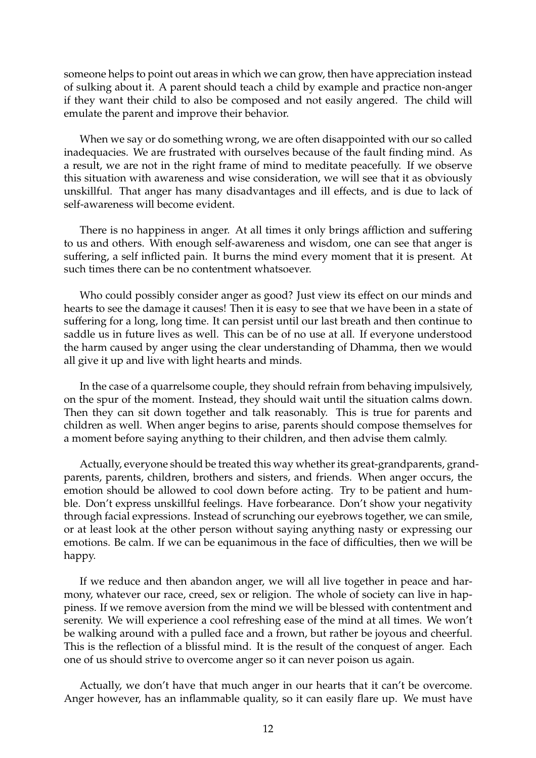someone helps to point out areas in which we can grow, then have appreciation instead of sulking about it. A parent should teach a child by example and practice non-anger if they want their child to also be composed and not easily angered. The child will emulate the parent and improve their behavior.

When we say or do something wrong, we are often disappointed with our so called inadequacies. We are frustrated with ourselves because of the fault finding mind. As a result, we are not in the right frame of mind to meditate peacefully. If we observe this situation with awareness and wise consideration, we will see that it as obviously unskillful. That anger has many disadvantages and ill effects, and is due to lack of self-awareness will become evident.

There is no happiness in anger. At all times it only brings affliction and suffering to us and others. With enough self-awareness and wisdom, one can see that anger is suffering, a self inflicted pain. It burns the mind every moment that it is present. At such times there can be no contentment whatsoever.

Who could possibly consider anger as good? Just view its effect on our minds and hearts to see the damage it causes! Then it is easy to see that we have been in a state of suffering for a long, long time. It can persist until our last breath and then continue to saddle us in future lives as well. This can be of no use at all. If everyone understood the harm caused by anger using the clear understanding of Dhamma, then we would all give it up and live with light hearts and minds.

In the case of a quarrelsome couple, they should refrain from behaving impulsively, on the spur of the moment. Instead, they should wait until the situation calms down. Then they can sit down together and talk reasonably. This is true for parents and children as well. When anger begins to arise, parents should compose themselves for a moment before saying anything to their children, and then advise them calmly.

Actually, everyone should be treated this way whether its great-grandparents, grandparents, parents, children, brothers and sisters, and friends. When anger occurs, the emotion should be allowed to cool down before acting. Try to be patient and humble. Don't express unskillful feelings. Have forbearance. Don't show your negativity through facial expressions. Instead of scrunching our eyebrows together, we can smile, or at least look at the other person without saying anything nasty or expressing our emotions. Be calm. If we can be equanimous in the face of difficulties, then we will be happy.

If we reduce and then abandon anger, we will all live together in peace and harmony, whatever our race, creed, sex or religion. The whole of society can live in happiness. If we remove aversion from the mind we will be blessed with contentment and serenity. We will experience a cool refreshing ease of the mind at all times. We won't be walking around with a pulled face and a frown, but rather be joyous and cheerful. This is the reflection of a blissful mind. It is the result of the conquest of anger. Each one of us should strive to overcome anger so it can never poison us again.

Actually, we don't have that much anger in our hearts that it can't be overcome. Anger however, has an inflammable quality, so it can easily flare up. We must have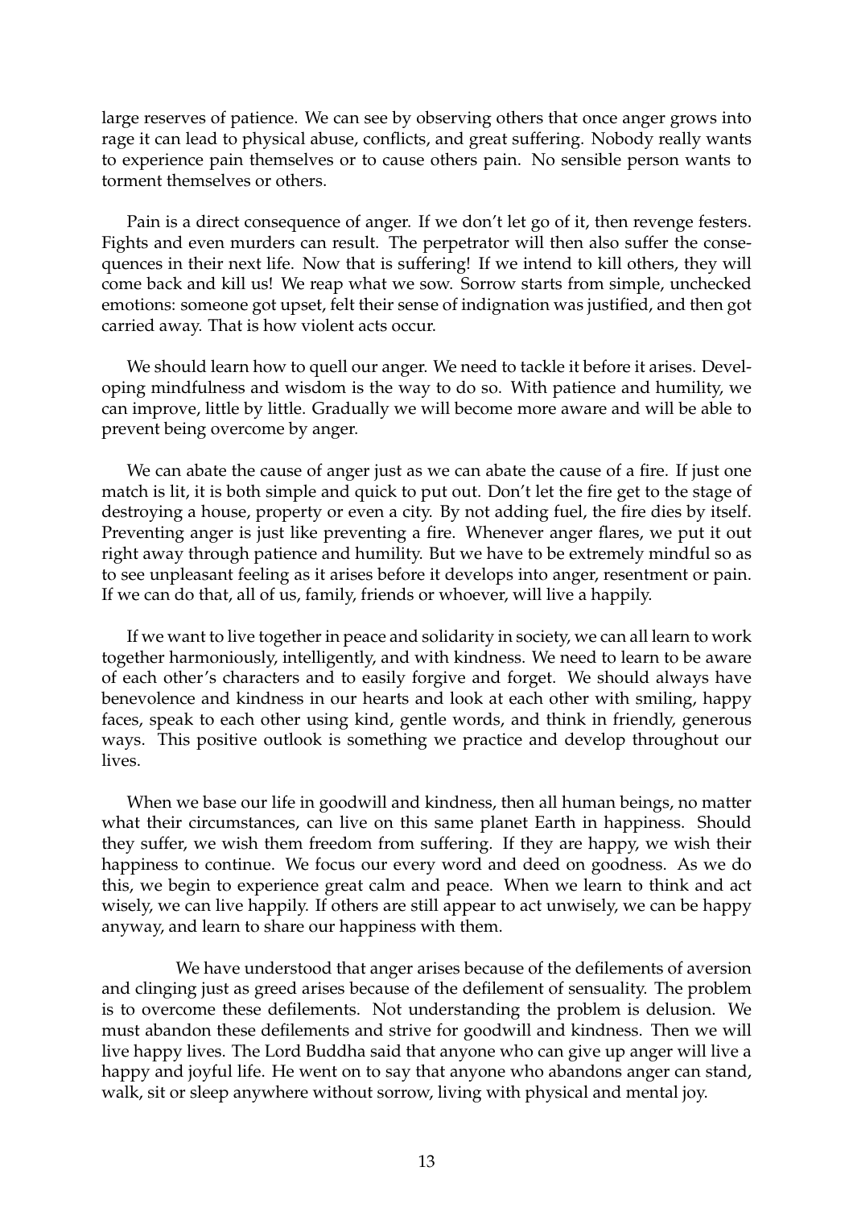large reserves of patience. We can see by observing others that once anger grows into rage it can lead to physical abuse, conflicts, and great suffering. Nobody really wants to experience pain themselves or to cause others pain. No sensible person wants to torment themselves or others.

Pain is a direct consequence of anger. If we don't let go of it, then revenge festers. Fights and even murders can result. The perpetrator will then also suffer the consequences in their next life. Now that is suffering! If we intend to kill others, they will come back and kill us! We reap what we sow. Sorrow starts from simple, unchecked emotions: someone got upset, felt their sense of indignation was justified, and then got carried away. That is how violent acts occur.

We should learn how to quell our anger. We need to tackle it before it arises. Developing mindfulness and wisdom is the way to do so. With patience and humility, we can improve, little by little. Gradually we will become more aware and will be able to prevent being overcome by anger.

We can abate the cause of anger just as we can abate the cause of a fire. If just one match is lit, it is both simple and quick to put out. Don't let the fire get to the stage of destroying a house, property or even a city. By not adding fuel, the fire dies by itself. Preventing anger is just like preventing a fire. Whenever anger flares, we put it out right away through patience and humility. But we have to be extremely mindful so as to see unpleasant feeling as it arises before it develops into anger, resentment or pain. If we can do that, all of us, family, friends or whoever, will live a happily.

If we want to live together in peace and solidarity in society, we can all learn to work together harmoniously, intelligently, and with kindness. We need to learn to be aware of each other's characters and to easily forgive and forget. We should always have benevolence and kindness in our hearts and look at each other with smiling, happy faces, speak to each other using kind, gentle words, and think in friendly, generous ways. This positive outlook is something we practice and develop throughout our lives.

When we base our life in goodwill and kindness, then all human beings, no matter what their circumstances, can live on this same planet Earth in happiness. Should they suffer, we wish them freedom from suffering. If they are happy, we wish their happiness to continue. We focus our every word and deed on goodness. As we do this, we begin to experience great calm and peace. When we learn to think and act wisely, we can live happily. If others are still appear to act unwisely, we can be happy anyway, and learn to share our happiness with them.

We have understood that anger arises because of the defilements of aversion and clinging just as greed arises because of the defilement of sensuality. The problem is to overcome these defilements. Not understanding the problem is delusion. We must abandon these defilements and strive for goodwill and kindness. Then we will live happy lives. The Lord Buddha said that anyone who can give up anger will live a happy and joyful life. He went on to say that anyone who abandons anger can stand, walk, sit or sleep anywhere without sorrow, living with physical and mental joy.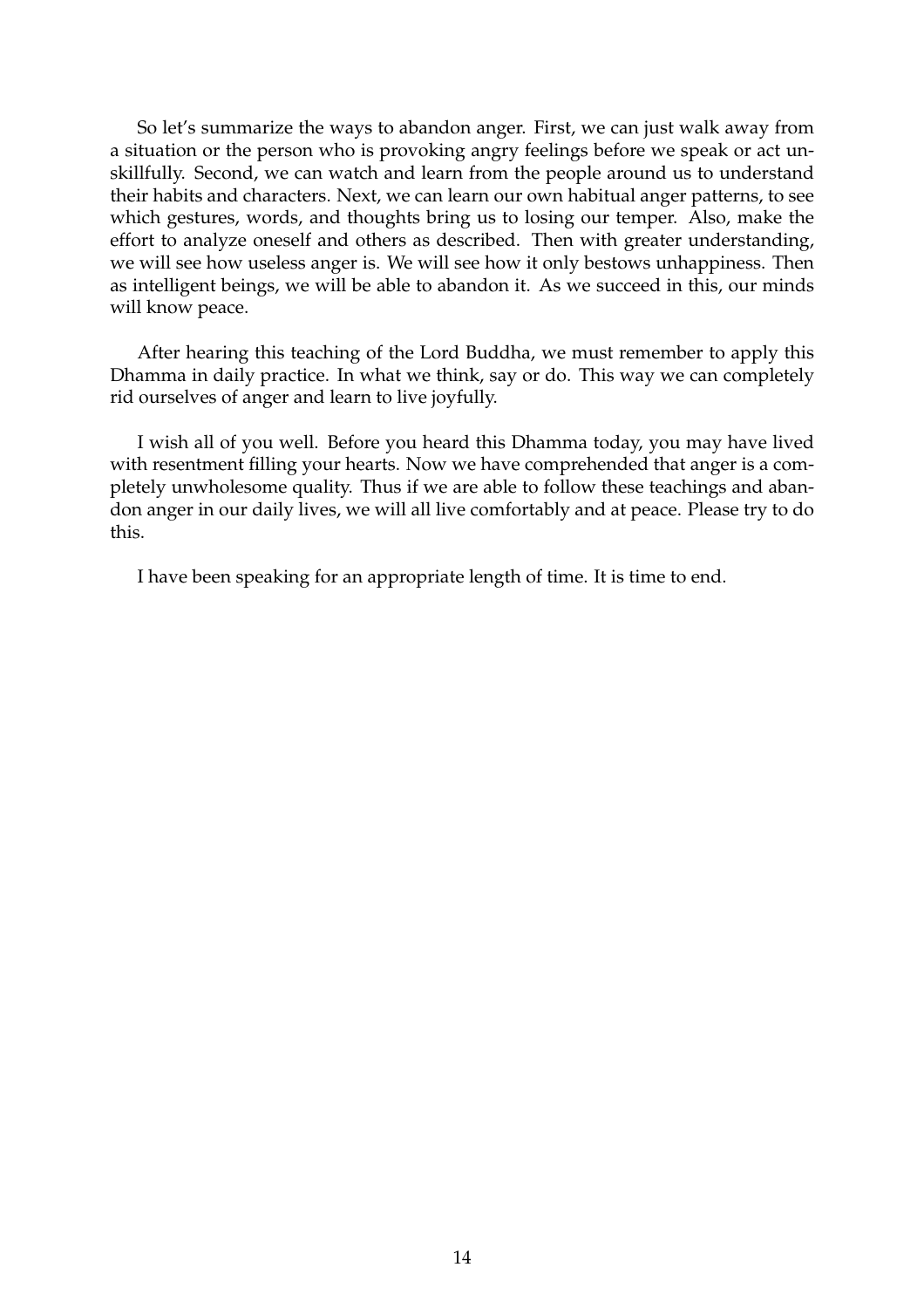So let's summarize the ways to abandon anger. First, we can just walk away from a situation or the person who is provoking angry feelings before we speak or act unskillfully. Second, we can watch and learn from the people around us to understand their habits and characters. Next, we can learn our own habitual anger patterns, to see which gestures, words, and thoughts bring us to losing our temper. Also, make the effort to analyze oneself and others as described. Then with greater understanding, we will see how useless anger is. We will see how it only bestows unhappiness. Then as intelligent beings, we will be able to abandon it. As we succeed in this, our minds will know peace.

After hearing this teaching of the Lord Buddha, we must remember to apply this Dhamma in daily practice. In what we think, say or do. This way we can completely rid ourselves of anger and learn to live joyfully.

I wish all of you well. Before you heard this Dhamma today, you may have lived with resentment filling your hearts. Now we have comprehended that anger is a completely unwholesome quality. Thus if we are able to follow these teachings and abandon anger in our daily lives, we will all live comfortably and at peace. Please try to do this.

I have been speaking for an appropriate length of time. It is time to end.